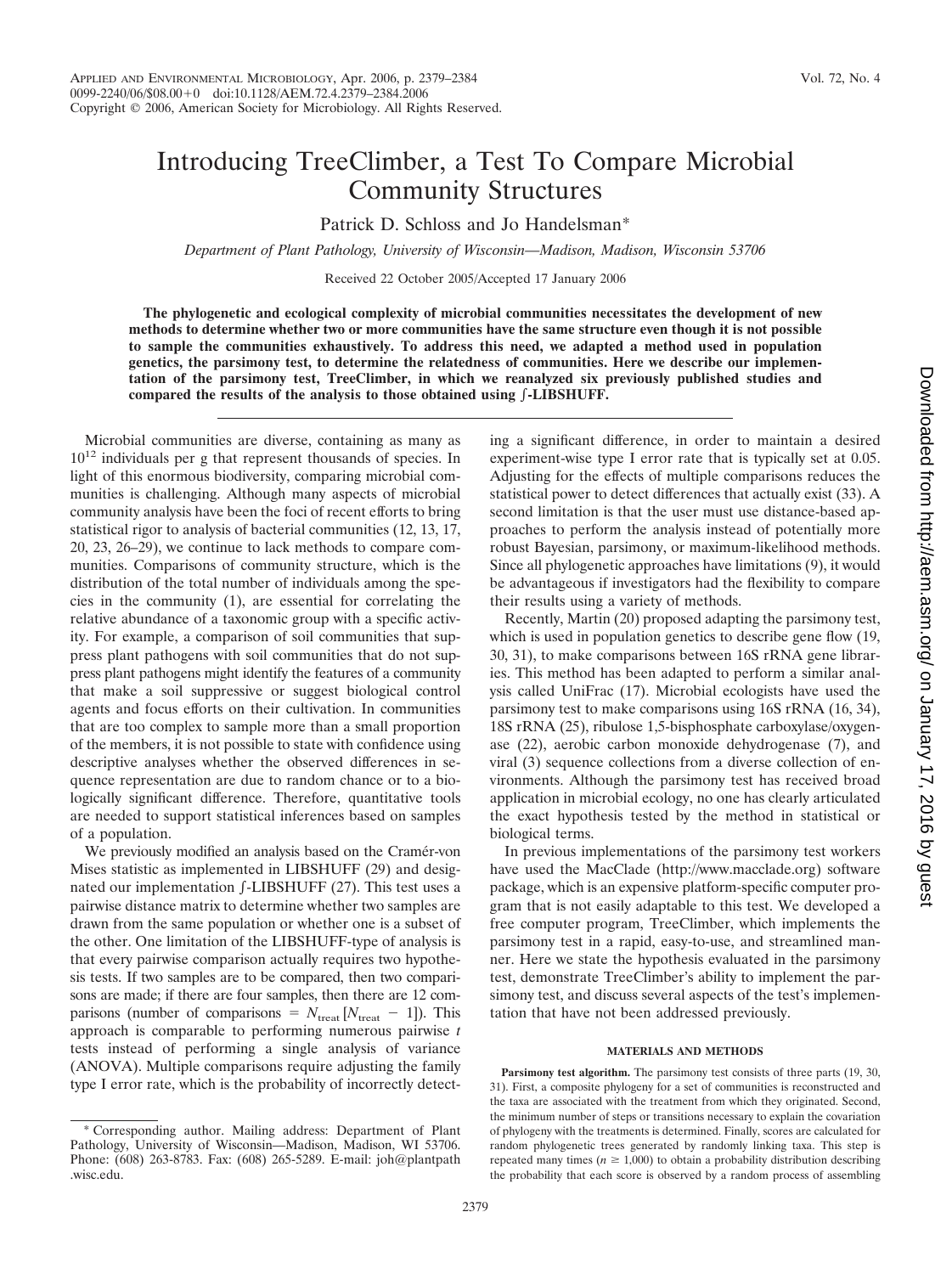# Introducing TreeClimber, a Test To Compare Microbial Community Structures

Patrick D. Schloss and Jo Handelsman*

*Department of Plant Pathology, University of Wisconsin—Madison, Madison, Wisconsin 53706*

Received 22 October 2005/Accepted 17 January 2006

**The phylogenetic and ecological complexity of microbial communities necessitates the development of new methods to determine whether two or more communities have the same structure even though it is not possible to sample the communities exhaustively. To address this need, we adapted a method used in population genetics, the parsimony test, to determine the relatedness of communities. Here we describe our implementation of the parsimony test, TreeClimber, in which we reanalyzed six previously published studies and compared the results of the analysis to those obtained using ∫-LIBSHUFF.**

Microbial communities are diverse, containing as many as $10^{12}$ individuals per g that represent thousands of species. In light of this enormous biodiversity, comparing microbial communities is challenging. Although many aspects of microbial community analysis have been the foci of recent efforts to bring statistical rigor to analysis of bacterial communities (12, 13, 17, 20, 23, 26–29), we continue to lack methods to compare communities. Comparisons of community structure, which is the distribution of the total number of individuals among the species in the community (1), are essential for correlating the relative abundance of a taxonomic group with a specific activity. For example, a comparison of soil communities that suppress plant pathogens with soil communities that do not suppress plant pathogens might identify the features of a community that make a soil suppressive or suggest biological control agents and focus efforts on their cultivation. In communities that are too complex to sample more than a small proportion of the members, it is not possible to state with confidence using descriptive analyses whether the observed differences in sequence representation are due to random chance or to a biologically significant difference. Therefore, quantitative tools are needed to support statistical inferences based on samples of a population.

We previously modified an analysis based on the Cramér-von Mises statistic as implemented in LIBSHUFF (29) and designated our implementation ∫-LIBSHUFF (27). This test uses a pairwise distance matrix to determine whether two samples are drawn from the same population or whether one is a subset of the other. One limitation of the LIBSHUFF-type of analysis is that every pairwise comparison actually requires two hypothesis tests. If two samples are to be compared, then two comparisons are made; if there are four samples, then there are 12 comparisons (number of comparisons = $N_{treat}$ [$N_{treat}$ − 1]). This approach is comparable to performing numerous pairwise *t* tests instead of performing a single analysis of variance (ANOVA). Multiple comparisons require adjusting the family type I error rate, which is the probability of incorrectly detecting a significant difference, in order to maintain a desired experiment-wise type I error rate that is typically set at 0.05. Adjusting for the effects of multiple comparisons reduces the statistical power to detect differences that actually exist (33). A second limitation is that the user must use distance-based approaches to perform the analysis instead of potentially more robust Bayesian, parsimony, or maximum-likelihood methods. Since all phylogenetic approaches have limitations (9), it would be advantageous if investigators had the flexibility to compare their results using a variety of methods.

Recently, Martin (20) proposed adapting the parsimony test, which is used in population genetics to describe gene flow (19, 30, 31), to make comparisons between 16S rRNA gene libraries. This method has been adapted to perform a similar analysis called UniFrac (17). Microbial ecologists have used the parsimony test to make comparisons using 16S rRNA (16, 34), 18S rRNA (25), ribulose 1,5-bisphosphate carboxylase/oxygenase (22), aerobic carbon monoxide dehydrogenase (7), and viral (3) sequence collections from a diverse collection of environments. Although the parsimony test has received broad application in microbial ecology, no one has clearly articulated the exact hypothesis tested by the method in statistical or biological terms.

In previous implementations of the parsimony test workers have used the MacClade (http://www.macclade.org) software package, which is an expensive platform-specific computer program that is not easily adaptable to this test. We developed a free computer program, TreeClimber, which implements the parsimony test in a rapid, easy-to-use, and streamlined manner. Here we state the hypothesis evaluated in the parsimony test, demonstrate TreeClimber's ability to implement the parsimony test, and discuss several aspects of the test's implementation that have not been addressed previously.

## MATERIALS AND METHODS

**Parsimony test algorithm.** The parsimony test consists of three parts (19, 30, 31). First, a composite phylogeny for a set of communities is reconstructed and the taxa are associated with the treatment from which they originated. Second, the minimum number of steps or transitions necessary to explain the covariation of phylogeny with the treatments is determined. Finally, scores are calculated for random phylogenetic trees generated by randomly linking taxa. This step is repeated many times ($n \geq 1{,}000$) to obtain a probability distribution describing the probability that each score is observed by a random process of assembling

---

* Corresponding author. Mailing address: Department of Plant Pathology, University of Wisconsin—Madison, Madison, WI 53706. Phone: (608) 263-8783. Fax: (608) 265-5289. E-mail: joh@plantpath.wisc.edu.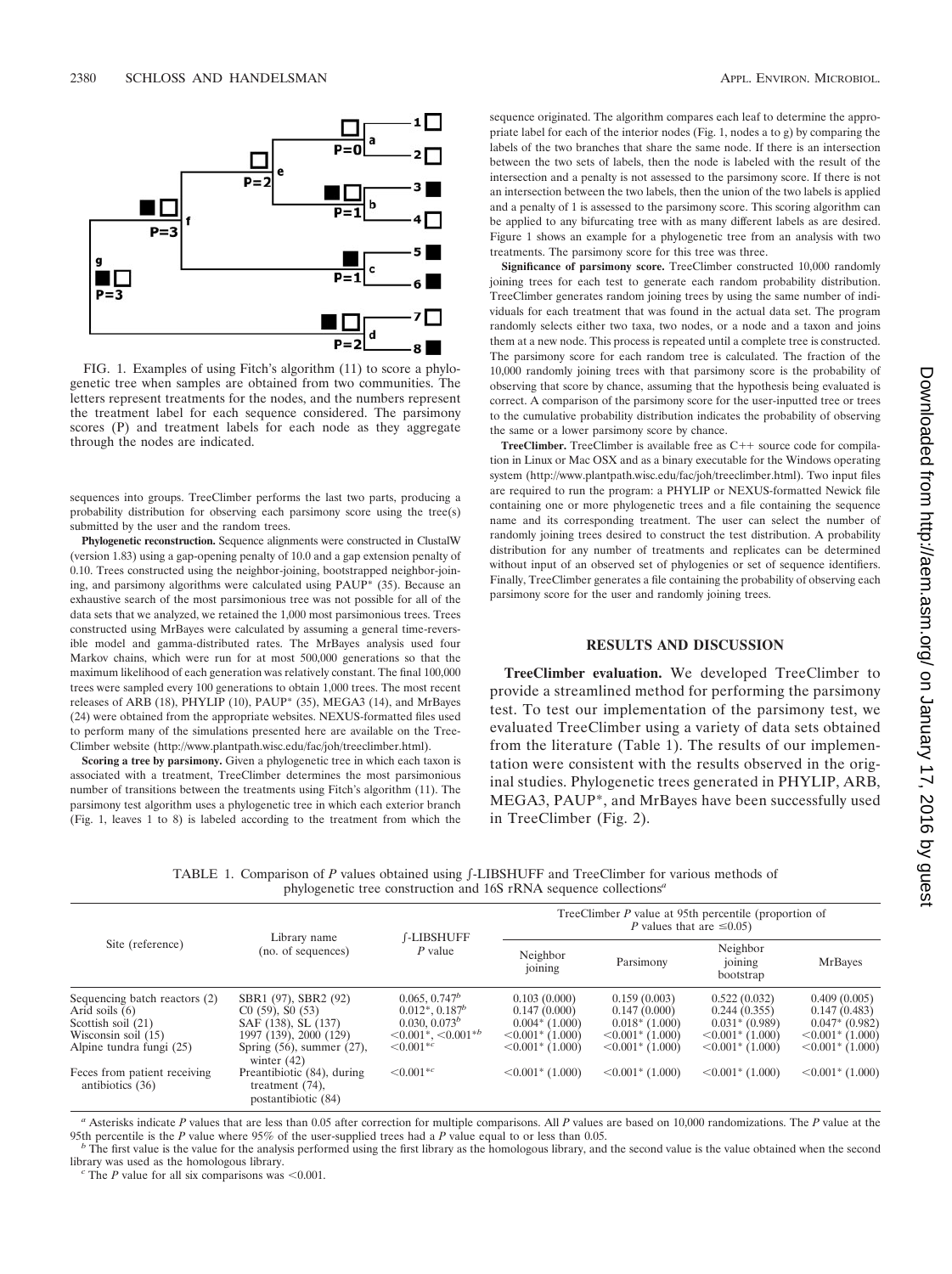1
2
3
4
5
6
7
8
a
b
c
d
e
f
g
P=0
P=2
P=1
P=3
P=1
P=3
P=2

FIG. 1. Examples of using Fitch's algorithm (11) to score a phylogenetic tree when samples are obtained from two communities. The letters represent treatments for the nodes, and the numbers represent the treatment label for each sequence considered. The parsimony scores (P) and treatment labels for each node as they aggregate through the nodes are indicated.

sequences into groups. TreeClimber performs the last two parts, producing a probability distribution for observing each parsimony score using the tree(s) submitted by the user and the random trees.

**Phylogenetic reconstruction.** Sequence alignments were constructed in ClustalW (version 1.83) using a gap-opening penalty of 10.0 and a gap extension penalty of 0.10. Trees constructed using the neighbor-joining, bootstrapped neighbor-joining, and parsimony algorithms were calculated using PAUP* (35). Because an exhaustive search of the most parsimonious tree was not possible for all of the data sets that we analyzed, we retained the 1,000 most parsimonious trees. Trees constructed using MrBayes were calculated by assuming a general time-reversible model and gamma-distributed rates. The MrBayes analysis used four Markov chains, which were run for at most 500,000 generations so that the maximum likelihood of each generation was relatively constant. The final 100,000 trees were sampled every 100 generations to obtain 1,000 trees. The most recent releases of ARB (18), PHYLIP (10), PAUP* (35), MEGA3 (14), and MrBayes (24) were obtained from the appropriate websites. NEXUS-formatted files used to perform many of the simulations presented here are available on the TreeClimber website (http://www.plantpath.wisc.edu/fac/joh/treeclimber.html).

**Scoring a tree by parsimony.** Given a phylogenetic tree in which each taxon is associated with a treatment, TreeClimber determines the most parsimonious number of transitions between the treatments using Fitch's algorithm (11). The parsimony test algorithm uses a phylogenetic tree in which each exterior branch (Fig. 1, leaves 1 to 8) is labeled according to the treatment from which the sequence originated. The algorithm compares each leaf to determine the appropriate label for each of the interior nodes (Fig. 1, nodes a to g) by comparing the labels of the two branches that share the same node. If there is an intersection between the two sets of labels, then the node is labeled with the result of the intersection and a penalty is not assessed to the parsimony score. If there is not an intersection between the two labels, then the union of the two labels is applied and a penalty of 1 is assessed to the parsimony score. This scoring algorithm can be applied to any bifurcating tree with as many different labels as are desired. Figure 1 shows an example for a phylogenetic tree from an analysis with two treatments. The parsimony score for this tree was three.

**Significance of parsimony score.** TreeClimber constructed 10,000 randomly joining trees for each test to generate each random probability distribution. TreeClimber generates random joining trees by using the same number of individuals for each treatment that was found in the actual data set. The program randomly selects either two taxa, two nodes, or a node and a taxon and joins them at a new node. This process is repeated until a complete tree is constructed. The parsimony score for each random tree is calculated. The fraction of the 10,000 randomly joining trees with that parsimony score is the probability of observing that score by chance, assuming that the hypothesis being evaluated is correct. A comparison of the parsimony score for the user-inputted tree or trees to the cumulative probability distribution indicates the probability of observing the same or a lower parsimony score by chance.

**TreeClimber.** TreeClimber is available free as C++ source code for compilation in Linux or Mac OSX and as a binary executable for the Windows operating system (http://www.plantpath.wisc.edu/fac/joh/treeclimber.html). Two input files are required to run the program: a PHYLIP or NEXUS-formatted Newick file containing one or more phylogenetic trees and a file containing the sequence name and its corresponding treatment. The user can select the number of randomly joining trees desired to construct the test distribution. A probability distribution for any number of treatments and replicates can be determined without input of an observed set of phylogenies or set of sequence identifiers. Finally, TreeClimber generates a file containing the probability of observing each parsimony score for the user and randomly joining trees.

## RESULTS AND DISCUSSION

**TreeClimber evaluation.** We developed TreeClimber to provide a streamlined method for performing the parsimony test. To test our implementation of the parsimony test, we evaluated TreeClimber using a variety of data sets obtained from the literature (Table 1). The results of our implementation were consistent with the results observed in the original studies. Phylogenetic trees generated in PHYLIP, ARB, MEGA3, PAUP*, and MrBayes have been successfully used in TreeClimber (Fig. 2).

TABLE 1. Comparison of *P* values obtained using ∫-LIBSHUFF and TreeClimber for various methods of phylogenetic tree construction and 16S rRNA sequence collections[a]

| Site (reference) | Library name (no. of sequences) | ∫-LIBSHUFF *P* value | TreeClimber *P* value at 95th percentile (proportion of *P* values that are ≤0.05) | | | |
|---|---|---|---|---|---|---|
| | | | Neighbor joining | Parsimony | Neighbor joining bootstrap | MrBayes |
| Sequencing batch reactors (2) | SBR1 (97), SBR2 (92) | 0.065, 0.747[b] | 0.103 (0.000) | 0.159 (0.003) | 0.522 (0.032) | 0.409 (0.005) |
| Arid soils (6) | C0 (59), S0 (53) | 0.012*, 0.187[b] | 0.147 (0.000) | 0.147 (0.000) | 0.244 (0.355) | 0.147 (0.483) |
| Scottish soil (21) | SAF (138), SL (137) | 0.030, 0.073[b] | 0.004* (1.000) | 0.018* (1.000) | 0.031* (0.989) | 0.047* (0.982) |
| Wisconsin soil (15) | 1997 (139), 2000 (129) | <0.001*, <0.001*[b] | <0.001* (1.000) | <0.001* (1.000) | <0.001* (1.000) | <0.001* (1.000) |
| Alpine tundra fungi (25) | Spring (56), summer (27), winter (42) | <0.001*[c] | <0.001* (1.000) | <0.001* (1.000) | <0.001* (1.000) | <0.001* (1.000) |
| Feces from patient receiving antibiotics (36) | Preantibiotic (84), during treatment (74), postantibiotic (84) | <0.001*[c] | <0.001* (1.000) | <0.001* (1.000) | <0.001* (1.000) | <0.001* (1.000) |

[a] Asterisks indicate *P* values that are less than 0.05 after correction for multiple comparisons. All *P* values are based on 10,000 randomizations. The *P* value at the 95th percentile is the *P* value where 95% of the user-supplied trees had a *P* value equal to or less than 0.05.

[b] The first value is the value for the analysis performed using the first library as the homologous library, and the second value is the value obtained when the second library was used as the homologous library.

[c] The *P* value for all six comparisons was <0.001.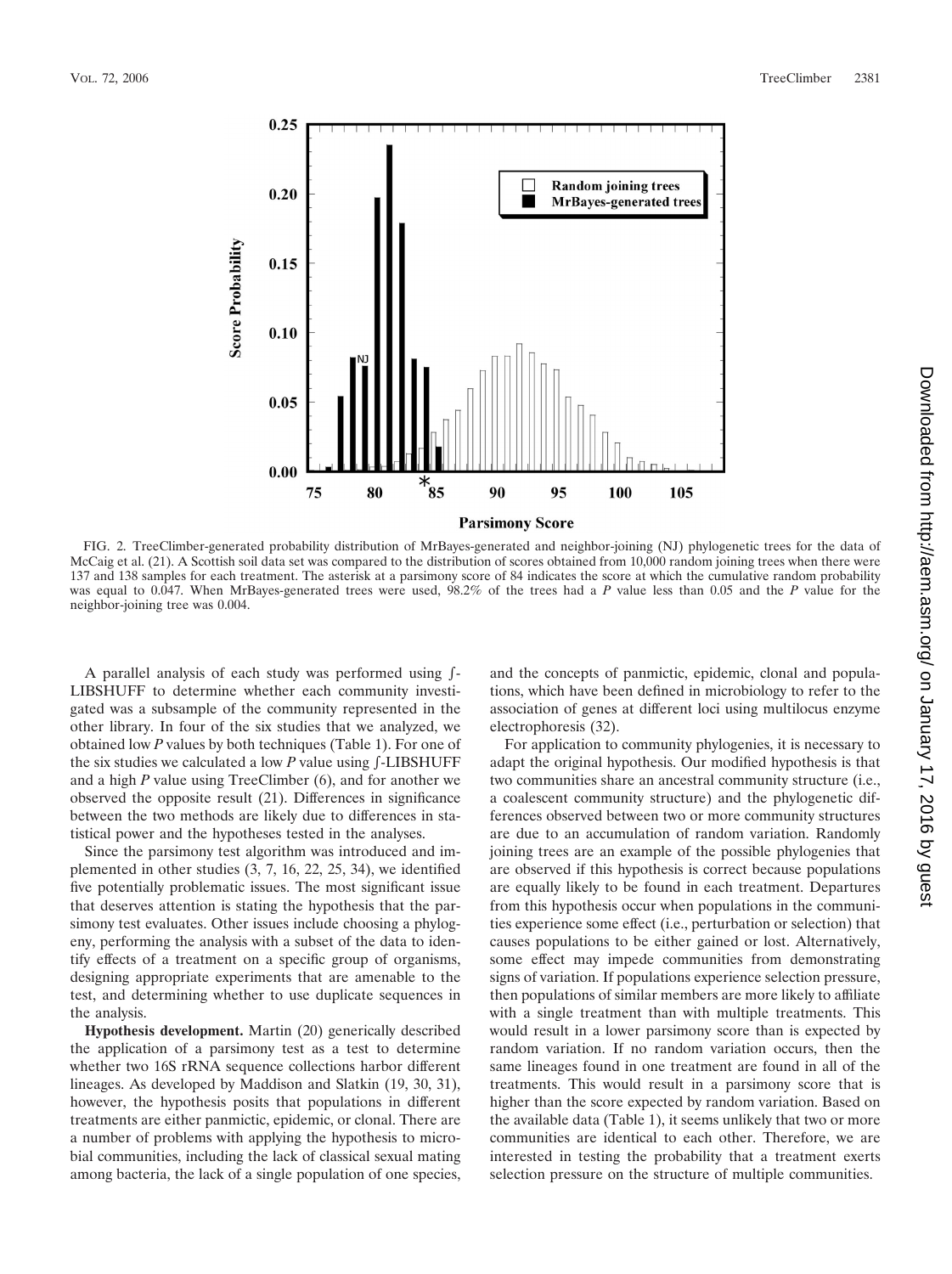FIG. 2. TreeClimber-generated probability distribution of MrBayes-generated and neighbor-joining (NJ) phylogenetic trees for the data of McCaig et al. (21). A Scottish soil data set was compared to the distribution of scores obtained from 10,000 random joining trees when there were 137 and 138 samples for each treatment. The asterisk at a parsimony score of 84 indicates the score at which the cumulative random probability was equal to 0.047. When MrBayes-generated trees were used, 98.2% of the trees had a *P* value less than 0.05 and the *P* value for the neighbor-joining tree was 0.004.

A parallel analysis of each study was performed using ∫-LIBSHUFF to determine whether each community investigated was a subsample of the community represented in the other library. In four of the six studies that we analyzed, we obtained low *P* values by both techniques (Table 1). For one of the six studies we calculated a low *P* value using ∫-LIBSHUFF and a high *P* value using TreeClimber (6), and for another we observed the opposite result (21). Differences in significance between the two methods are likely due to differences in statistical power and the hypotheses tested in the analyses.

Since the parsimony test algorithm was introduced and implemented in other studies (3, 7, 16, 22, 25, 34), we identified five potentially problematic issues. The most significant issue that deserves attention is stating the hypothesis that the parsimony test evaluates. Other issues include choosing a phylogeny, performing the analysis with a subset of the data to identify effects of a treatment on a specific group of organisms, designing appropriate experiments that are amenable to the test, and determining whether to use duplicate sequences in the analysis.

**Hypothesis development.** Martin (20) generically described the application of a parsimony test as a test to determine whether two 16S rRNA sequence collections harbor different lineages. As developed by Maddison and Slatkin (19, 30, 31), however, the hypothesis posits that populations in different treatments are either panmictic, epidemic, or clonal. There are a number of problems with applying the hypothesis to microbial communities, including the lack of classical sexual mating among bacteria, the lack of a single population of one species, and the concepts of panmictic, epidemic, clonal and populations, which have been defined in microbiology to refer to the association of genes at different loci using multilocus enzyme electrophoresis (32).

For application to community phylogenies, it is necessary to adapt the original hypothesis. Our modified hypothesis is that two communities share an ancestral community structure (i.e., a coalescent community structure) and the phylogenetic differences observed between two or more community structures are due to an accumulation of random variation. Randomly joining trees are an example of the possible phylogenies that are observed if this hypothesis is correct because populations are equally likely to be found in each treatment. Departures from this hypothesis occur when populations in the communities experience some effect (i.e., perturbation or selection) that causes populations to be either gained or lost. Alternatively, some effect may impede communities from demonstrating signs of variation. If populations experience selection pressure, then populations of similar members are more likely to affiliate with a single treatment than with multiple treatments. This would result in a lower parsimony score than is expected by random variation. If no random variation occurs, then the same lineages found in one treatment are found in all of the treatments. This would result in a parsimony score that is higher than the score expected by random variation. Based on the available data (Table 1), it seems unlikely that two or more communities are identical to each other. Therefore, we are interested in testing the probability that a treatment exerts selection pressure on the structure of multiple communities.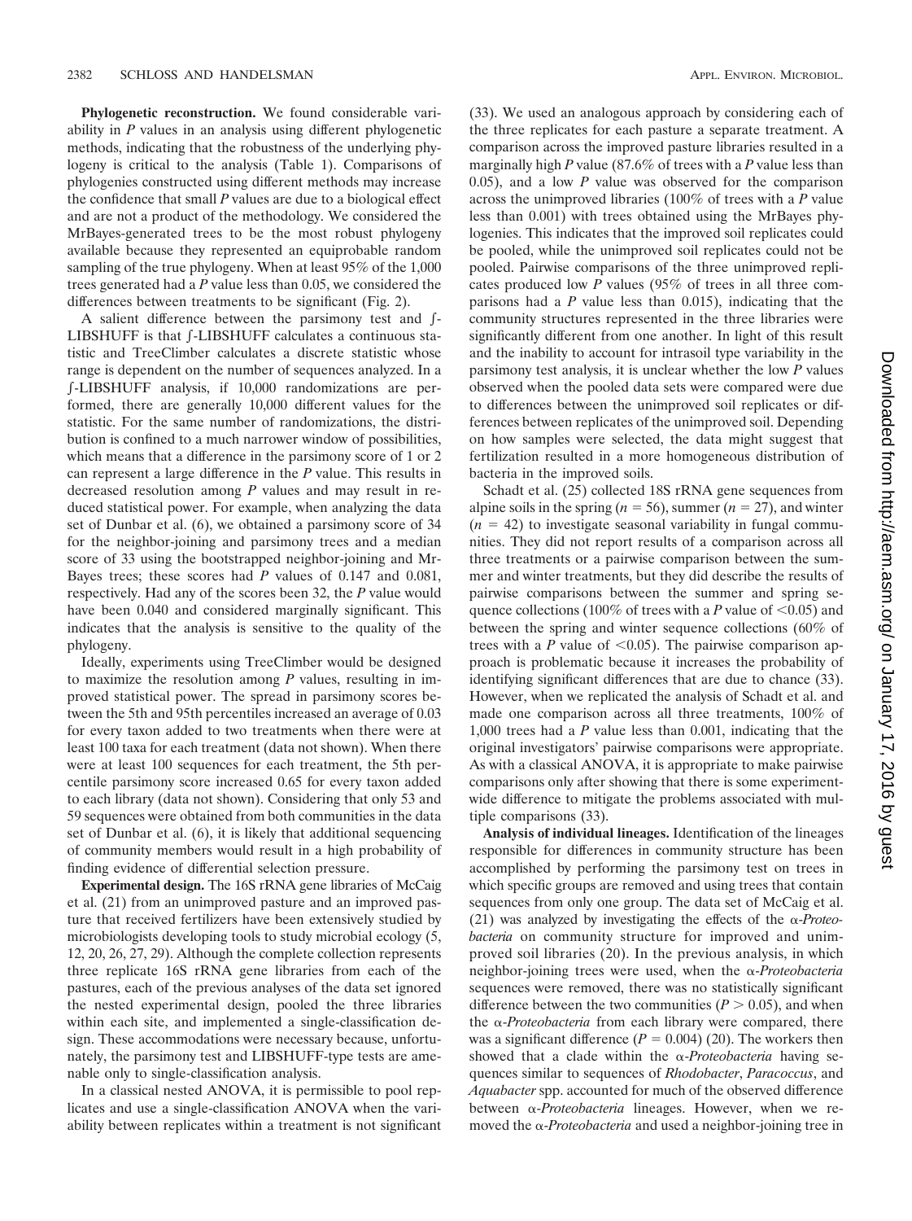**Phylogenetic reconstruction.** We found considerable variability in *P* values in an analysis using different phylogenetic methods, indicating that the robustness of the underlying phylogeny is critical to the analysis (Table 1). Comparisons of phylogenies constructed using different methods may increase the confidence that small *P* values are due to a biological effect and are not a product of the methodology. We considered the MrBayes-generated trees to be the most robust phylogeny available because they represented an equiprobable random sampling of the true phylogeny. When at least 95% of the 1,000 trees generated had a *P* value less than 0.05, we considered the differences between treatments to be significant (Fig. 2).

A salient difference between the parsimony test and ∫-LIBSHUFF is that ∫-LIBSHUFF calculates a continuous statistic and TreeClimber calculates a discrete statistic whose range is dependent on the number of sequences analyzed. In a ∫-LIBSHUFF analysis, if 10,000 randomizations are performed, there are generally 10,000 different values for the statistic. For the same number of randomizations, the distribution is confined to a much narrower window of possibilities, which means that a difference in the parsimony score of 1 or 2 can represent a large difference in the *P* value. This results in decreased resolution among *P* values and may result in reduced statistical power. For example, when analyzing the data set of Dunbar et al. (6), we obtained a parsimony score of 34 for the neighbor-joining and parsimony trees and a median score of 33 using the bootstrapped neighbor-joining and MrBayes trees; these scores had *P* values of 0.147 and 0.081, respectively. Had any of the scores been 32, the *P* value would have been 0.040 and considered marginally significant. This indicates that the analysis is sensitive to the quality of the phylogeny.

Ideally, experiments using TreeClimber would be designed to maximize the resolution among *P* values, resulting in improved statistical power. The spread in parsimony scores between the 5th and 95th percentiles increased an average of 0.03 for every taxon added to two treatments when there were at least 100 taxa for each treatment (data not shown). When there were at least 100 sequences for each treatment, the 5th percentile parsimony score increased 0.65 for every taxon added to each library (data not shown). Considering that only 53 and 59 sequences were obtained from both communities in the data set of Dunbar et al. (6), it is likely that additional sequencing of community members would result in a high probability of finding evidence of differential selection pressure.

**Experimental design.** The 16S rRNA gene libraries of McCaig et al. (21) from an unimproved pasture and an improved pasture that received fertilizers have been extensively studied by microbiologists developing tools to study microbial ecology (5, 12, 20, 26, 27, 29). Although the complete collection represents three replicate 16S rRNA gene libraries from each of the pastures, each of the previous analyses of the data set ignored the nested experimental design, pooled the three libraries within each site, and implemented a single-classification design. These accommodations were necessary because, unfortunately, the parsimony test and LIBSHUFF-type tests are amenable only to single-classification analysis.

In a classical nested ANOVA, it is permissible to pool replicates and use a single-classification ANOVA when the variability between replicates within a treatment is not significant (33). We used an analogous approach by considering each of the three replicates for each pasture a separate treatment. A comparison across the improved pasture libraries resulted in a marginally high *P* value (87.6% of trees with a *P* value less than 0.05), and a low *P* value was observed for the comparison across the unimproved libraries (100% of trees with a *P* value less than 0.001) with trees obtained using the MrBayes phylogenies. This indicates that the improved soil replicates could be pooled, while the unimproved soil replicates could not be pooled. Pairwise comparisons of the three unimproved replicates produced low *P* values (95% of trees in all three comparisons had a *P* value less than 0.015), indicating that the community structures represented in the three libraries were significantly different from one another. In light of this result and the inability to account for intrasoil type variability in the parsimony test analysis, it is unclear whether the low *P* values observed when the pooled data sets were compared were due to differences between the unimproved soil replicates or differences between replicates of the unimproved soil. Depending on how samples were selected, the data might suggest that fertilization resulted in a more homogeneous distribution of bacteria in the improved soils.

Schadt et al. (25) collected 18S rRNA gene sequences from alpine soils in the spring ($n = 56$), summer ($n = 27$), and winter ($n = 42$) to investigate seasonal variability in fungal communities. They did not report results of a comparison across all three treatments or a pairwise comparison between the summer and winter treatments, but they did describe the results of pairwise comparisons between the summer and spring sequence collections (100% of trees with a *P* value of $<0.05$) and between the spring and winter sequence collections (60% of trees with a *P* value of $<0.05$). The pairwise comparison approach is problematic because it increases the probability of identifying significant differences that are due to chance (33). However, when we replicated the analysis of Schadt et al. and made one comparison across all three treatments, 100% of 1,000 trees had a *P* value less than 0.001, indicating that the original investigators' pairwise comparisons were appropriate. As with a classical ANOVA, it is appropriate to make pairwise comparisons only after showing that there is some experiment-wide difference to mitigate the problems associated with multiple comparisons (33).

**Analysis of individual lineages.** Identification of the lineages responsible for differences in community structure has been accomplished by performing the parsimony test on trees in which specific groups are removed and using trees that contain sequences from only one group. The data set of McCaig et al. (21) was analyzed by investigating the effects of the α-*Proteobacteria* on community structure for improved and unimproved soil libraries (20). In the previous analysis, in which neighbor-joining trees were used, when the α-*Proteobacteria* sequences were removed, there was no statistically significant difference between the two communities ($P > 0.05$), and when the α-*Proteobacteria* from each library were compared, there was a significant difference ($P = 0.004$) (20). The workers then showed that a clade within the α-*Proteobacteria* having sequences similar to sequences of *Rhodobacter*, *Paracoccus*, and *Aquabacter* spp. accounted for much of the observed difference between α-*Proteobacteria* lineages. However, when we removed the α-*Proteobacteria* and used a neighbor-joining tree in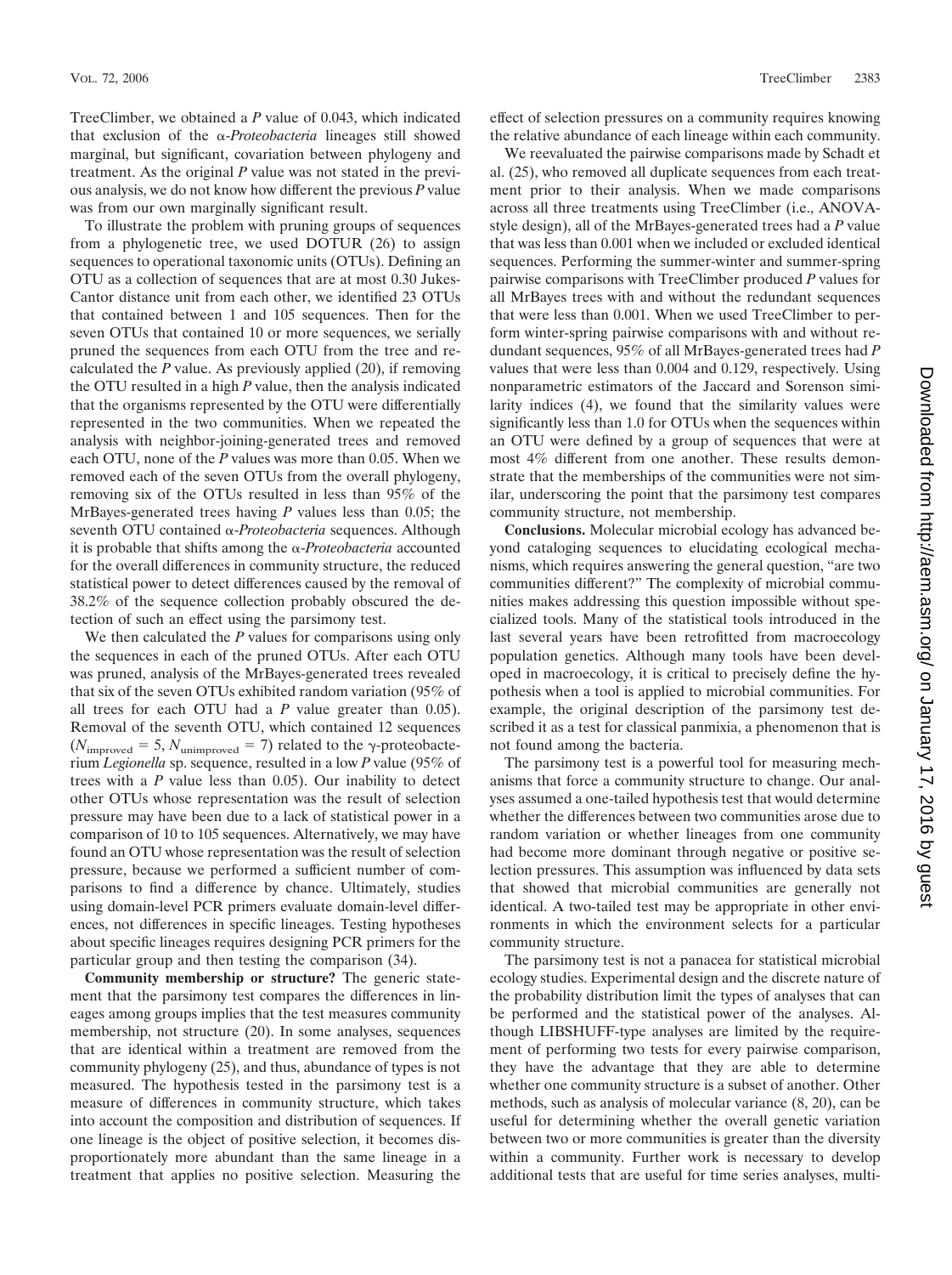TreeClimber, we obtained a *P* value of 0.043, which indicated that exclusion of the α-*Proteobacteria* lineages still showed marginal, but significant, covariation between phylogeny and treatment. As the original *P* value was not stated in the previous analysis, we do not know how different the previous *P* value was from our own marginally significant result.

To illustrate the problem with pruning groups of sequences from a phylogenetic tree, we used DOTUR (26) to assign sequences to operational taxonomic units (OTUs). Defining an OTU as a collection of sequences that are at most 0.30 Jukes-Cantor distance unit from each other, we identified 23 OTUs that contained between 1 and 105 sequences. Then for the seven OTUs that contained 10 or more sequences, we serially pruned the sequences from each OTU from the tree and recalculated the *P* value. As previously applied (20), if removing the OTU resulted in a high *P* value, then the analysis indicated that the organisms represented by the OTU were differentially represented in the two communities. When we repeated the analysis with neighbor-joining-generated trees and removed each OTU, none of the *P* values was more than 0.05. When we removed each of the seven OTUs from the overall phylogeny, removing six of the OTUs resulted in less than 95% of the MrBayes-generated trees having *P* values less than 0.05; the seventh OTU contained α-*Proteobacteria* sequences. Although it is probable that shifts among the α-*Proteobacteria* accounted for the overall differences in community structure, the reduced statistical power to detect differences caused by the removal of 38.2% of the sequence collection probably obscured the detection of such an effect using the parsimony test.

We then calculated the *P* values for comparisons using only the sequences in each of the pruned OTUs. After each OTU was pruned, analysis of the MrBayes-generated trees revealed that six of the seven OTUs exhibited random variation (95% of all trees for each OTU had a *P* value greater than 0.05). Removal of the seventh OTU, which contained 12 sequences ($N_{\text{improved}} = 5$, $N_{\text{unimproved}} = 7$) related to the γ-proteobacterium *Legionella* sp. sequence, resulted in a low *P* value (95% of trees with a *P* value less than 0.05). Our inability to detect other OTUs whose representation was the result of selection pressure may have been due to a lack of statistical power in a comparison of 10 to 105 sequences. Alternatively, we may have found an OTU whose representation was the result of selection pressure, because we performed a sufficient number of comparisons to find a difference by chance. Ultimately, studies using domain-level PCR primers evaluate domain-level differences, not differences in specific lineages. Testing hypotheses about specific lineages requires designing PCR primers for the particular group and then testing the comparison (34).

**Community membership or structure?** The generic statement that the parsimony test compares the differences in lineages among groups implies that the test measures community membership, not structure (20). In some analyses, sequences that are identical within a treatment are removed from the community phylogeny (25), and thus, abundance of types is not measured. The hypothesis tested in the parsimony test is a measure of differences in community structure, which takes into account the composition and distribution of sequences. If one lineage is the object of positive selection, it becomes disproportionately more abundant than the same lineage in a treatment that applies no positive selection. Measuring the effect of selection pressures on a community requires knowing the relative abundance of each lineage within each community.

We reevaluated the pairwise comparisons made by Schadt et al. (25), who removed all duplicate sequences from each treatment prior to their analysis. When we made comparisons across all three treatments using TreeClimber (i.e., ANOVA-style design), all of the MrBayes-generated trees had a *P* value that was less than 0.001 when we included or excluded identical sequences. Performing the summer-winter and summer-spring pairwise comparisons with TreeClimber produced *P* values for all MrBayes trees with and without the redundant sequences that were less than 0.001. When we used TreeClimber to perform winter-spring pairwise comparisons with and without redundant sequences, 95% of all MrBayes-generated trees had *P* values that were less than 0.004 and 0.129, respectively. Using nonparametric estimators of the Jaccard and Sorenson similarity indices (4), we found that the similarity values were significantly less than 1.0 for OTUs when the sequences within an OTU were defined by a group of sequences that were at most 4% different from one another. These results demonstrate that the memberships of the communities were not similar, underscoring the point that the parsimony test compares community structure, not membership.

**Conclusions.** Molecular microbial ecology has advanced beyond cataloging sequences to elucidating ecological mechanisms, which requires answering the general question, "are two communities different?" The complexity of microbial communities makes addressing this question impossible without specialized tools. Many of the statistical tools introduced in the last several years have been retrofitted from macroecology population genetics. Although many tools have been developed in macroecology, it is critical to precisely define the hypothesis when a tool is applied to microbial communities. For example, the original description of the parsimony test described it as a test for classical panmixia, a phenomenon that is not found among the bacteria.

The parsimony test is a powerful tool for measuring mechanisms that force a community structure to change. Our analyses assumed a one-tailed hypothesis test that would determine whether the differences between two communities arose due to random variation or whether lineages from one community had become more dominant through negative or positive selection pressures. This assumption was influenced by data sets that showed that microbial communities are generally not identical. A two-tailed test may be appropriate in other environments in which the environment selects for a particular community structure.

The parsimony test is not a panacea for statistical microbial ecology studies. Experimental design and the discrete nature of the probability distribution limit the types of analyses that can be performed and the statistical power of the analyses. Although LIBSHUFF-type analyses are limited by the requirement of performing two tests for every pairwise comparison, they have the advantage that they are able to determine whether one community structure is a subset of another. Other methods, such as analysis of molecular variance (8, 20), can be useful for determining whether the overall genetic variation between two or more communities is greater than the diversity within a community. Further work is necessary to develop additional tests that are useful for time series analyses, multi-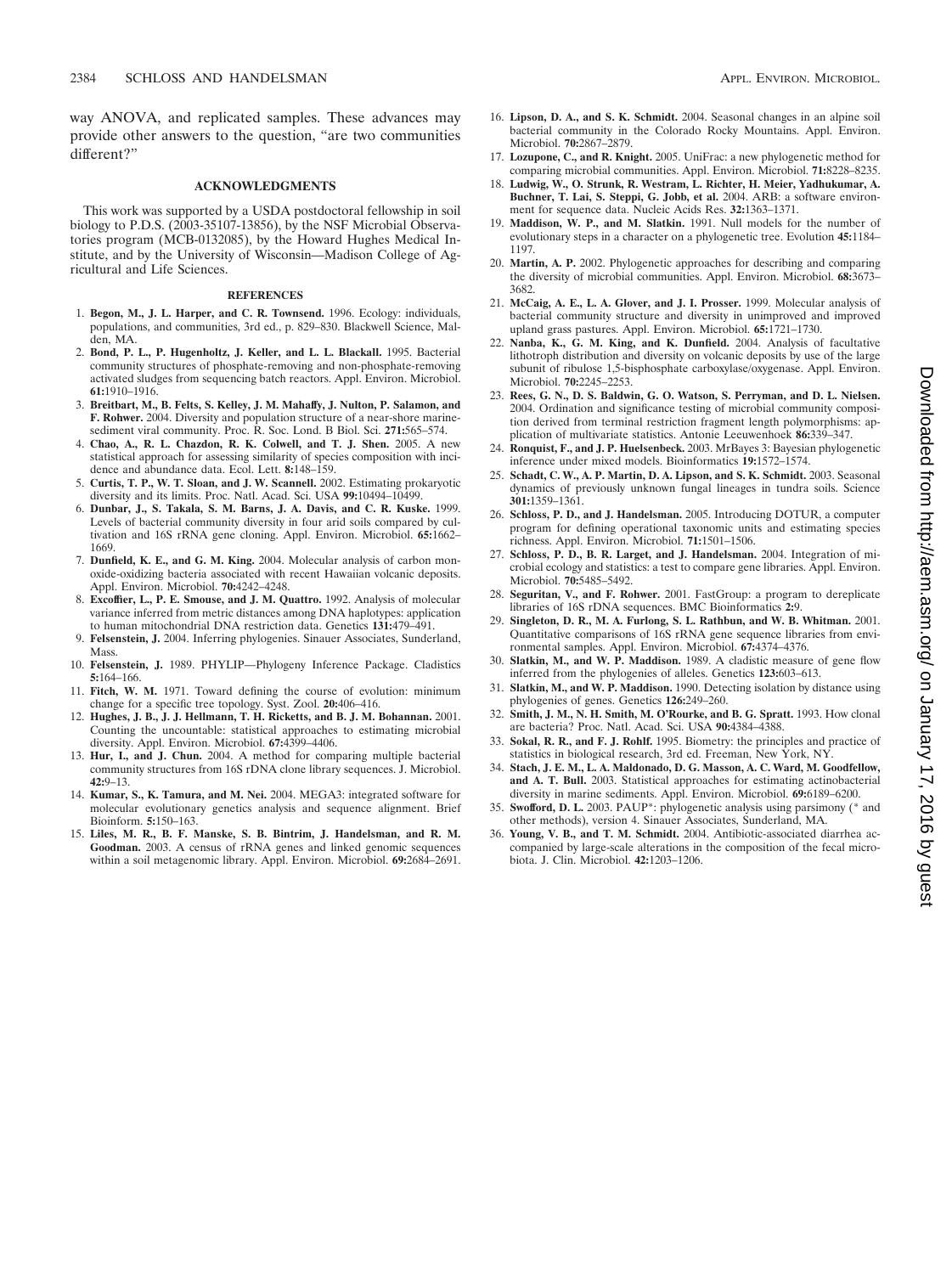way ANOVA, and replicated samples. These advances may provide other answers to the question, "are two communities different?"

## ACKNOWLEDGMENTS

This work was supported by a USDA postdoctoral fellowship in soil biology to P.D.S. (2003-35107-13856), by the NSF Microbial Observatories program (MCB-0132085), by the Howard Hughes Medical Institute, and by the University of Wisconsin—Madison College of Agricultural and Life Sciences.

## REFERENCES

1. **Begon, M., J. L. Harper, and C. R. Townsend.** 1996. Ecology: individuals, populations, and communities, 3rd ed., p. 829–830. Blackwell Science, Malden, MA.
2. **Bond, P. L., P. Hugenholtz, J. Keller, and L. L. Blackall.** 1995. Bacterial community structures of phosphate-removing and non-phosphate-removing activated sludges from sequencing batch reactors. Appl. Environ. Microbiol. **61:**1910–1916.
3. **Breitbart, M., B. Felts, S. Kelley, J. M. Mahaffy, J. Nulton, P. Salamon, and F. Rohwer.** 2004. Diversity and population structure of a near-shore marine-sediment viral community. Proc. R. Soc. Lond. B Biol. Sci. **271:**565–574.
4. **Chao, A., R. L. Chazdon, R. K. Colwell, and T. J. Shen.** 2005. A new statistical approach for assessing similarity of species composition with incidence and abundance data. Ecol. Lett. **8:**148–159.
5. **Curtis, T. P., W. T. Sloan, and J. W. Scannell.** 2002. Estimating prokaryotic diversity and its limits. Proc. Natl. Acad. Sci. USA **99:**10494–10499.
6. **Dunbar, J., S. Takala, S. M. Barns, J. A. Davis, and C. R. Kuske.** 1999. Levels of bacterial community diversity in four arid soils compared by cultivation and 16S rRNA gene cloning. Appl. Environ. Microbiol. **65:**1662–1669.
7. **Dunfield, K. E., and G. M. King.** 2004. Molecular analysis of carbon monoxide-oxidizing bacteria associated with recent Hawaiian volcanic deposits. Appl. Environ. Microbiol. **70:**4242–4248.
8. **Excoffier, L., P. E. Smouse, and J. M. Quattro.** 1992. Analysis of molecular variance inferred from metric distances among DNA haplotypes: application to human mitochondrial DNA restriction data. Genetics **131:**479–491.
9. **Felsenstein, J.** 2004. Inferring phylogenies. Sinauer Associates, Sunderland, Mass.
10. **Felsenstein, J.** 1989. PHYLIP—Phylogeny Inference Package. Cladistics **5:**164–166.
11. **Fitch, W. M.** 1971. Toward defining the course of evolution: minimum change for a specific tree topology. Syst. Zool. **20:**406–416.
12. **Hughes, J. B., J. J. Hellmann, T. H. Ricketts, and B. J. M. Bohannan.** 2001. Counting the uncountable: statistical approaches to estimating microbial diversity. Appl. Environ. Microbiol. **67:**4399–4406.
13. **Hur, I., and J. Chun.** 2004. A method for comparing multiple bacterial community structures from 16S rDNA clone library sequences. J. Microbiol. **42:**9–13.
14. **Kumar, S., K. Tamura, and M. Nei.** 2004. MEGA3: integrated software for molecular evolutionary genetics analysis and sequence alignment. Brief Bioinform. **5:**150–163.
15. **Liles, M. R., B. F. Manske, S. B. Bintrim, J. Handelsman, and R. M. Goodman.** 2003. A census of rRNA genes and linked genomic sequences within a soil metagenomic library. Appl. Environ. Microbiol. **69:**2684–2691.
16. **Lipson, D. A., and S. K. Schmidt.** 2004. Seasonal changes in an alpine soil bacterial community in the Colorado Rocky Mountains. Appl. Environ. Microbiol. **70:**2867–2879.
17. **Lozupone, C., and R. Knight.** 2005. UniFrac: a new phylogenetic method for comparing microbial communities. Appl. Environ. Microbiol. **71:**8228–8235.
18. **Ludwig, W., O. Strunk, R. Westram, L. Richter, H. Meier, Yadhukumar, A. Buchner, T. Lai, S. Steppi, G. Jobb, et al.** 2004. ARB: a software environment for sequence data. Nucleic Acids Res. **32:**1363–1371.
19. **Maddison, W. P., and M. Slatkin.** 1991. Null models for the number of evolutionary steps in a character on a phylogenetic tree. Evolution **45:**1184–1197.
20. **Martin, A. P.** 2002. Phylogenetic approaches for describing and comparing the diversity of microbial communities. Appl. Environ. Microbiol. **68:**3673–3682.
21. **McCaig, A. E., L. A. Glover, and J. I. Prosser.** 1999. Molecular analysis of bacterial community structure and diversity in unimproved and improved upland grass pastures. Appl. Environ. Microbiol. **65:**1721–1730.
22. **Nanba, K., G. M. King, and K. Dunfield.** 2004. Analysis of facultative lithotroph distribution and diversity on volcanic deposits by use of the large subunit of ribulose 1,5-bisphosphate carboxylase/oxygenase. Appl. Environ. Microbiol. **70:**2245–2253.
23. **Rees, G. N., D. S. Baldwin, G. O. Watson, S. Perryman, and D. L. Nielsen.** 2004. Ordination and significance testing of microbial community composition derived from terminal restriction fragment length polymorphisms: application of multivariate statistics. Antonie Leeuwenhoek **86:**339–347.
24. **Ronquist, F., and J. P. Huelsenbeck.** 2003. MrBayes 3: Bayesian phylogenetic inference under mixed models. Bioinformatics **19:**1572–1574.
25. **Schadt, C. W., A. P. Martin, D. A. Lipson, and S. K. Schmidt.** 2003. Seasonal dynamics of previously unknown fungal lineages in tundra soils. Science **301:**1359–1361.
26. **Schloss, P. D., and J. Handelsman.** 2005. Introducing DOTUR, a computer program for defining operational taxonomic units and estimating species richness. Appl. Environ. Microbiol. **71:**1501–1506.
27. **Schloss, P. D., B. R. Larget, and J. Handelsman.** 2004. Integration of microbial ecology and statistics: a test to compare gene libraries. Appl. Environ. Microbiol. **70:**5485–5492.
28. **Seguritan, V., and F. Rohwer.** 2001. FastGroup: a program to dereplicate libraries of 16S rDNA sequences. BMC Bioinformatics **2:**9.
29. **Singleton, D. R., M. A. Furlong, S. L. Rathbun, and W. B. Whitman.** 2001. Quantitative comparisons of 16S rRNA gene sequence libraries from environmental samples. Appl. Environ. Microbiol. **67:**4374–4376.
30. **Slatkin, M., and W. P. Maddison.** 1989. A cladistic measure of gene flow inferred from the phylogenies of alleles. Genetics **123:**603–613.
31. **Slatkin, M., and W. P. Maddison.** 1990. Detecting isolation by distance using phylogenies of genes. Genetics **126:**249–260.
32. **Smith, J. M., N. H. Smith, M. O'Rourke, and B. G. Spratt.** 1993. How clonal are bacteria? Proc. Natl. Acad. Sci. USA **90:**4384–4388.
33. **Sokal, R. R., and F. J. Rohlf.** 1995. Biometry: the principles and practice of statistics in biological research, 3rd ed. Freeman, New York, NY.
34. **Stach, J. E. M., L. A. Maldonado, D. G. Masson, A. C. Ward, M. Goodfellow, and A. T. Bull.** 2003. Statistical approaches for estimating actinobacterial diversity in marine sediments. Appl. Environ. Microbiol. **69:**6189–6200.
35. **Swofford, D. L.** 2003. PAUP*: phylogenetic analysis using parsimony (* and other methods), version 4. Sinauer Associates, Sunderland, MA.
36. **Young, V. B., and T. M. Schmidt.** 2004. Antibiotic-associated diarrhea accompanied by large-scale alterations in the composition of the fecal microbiota. J. Clin. Microbiol. **42:**1203–1206.